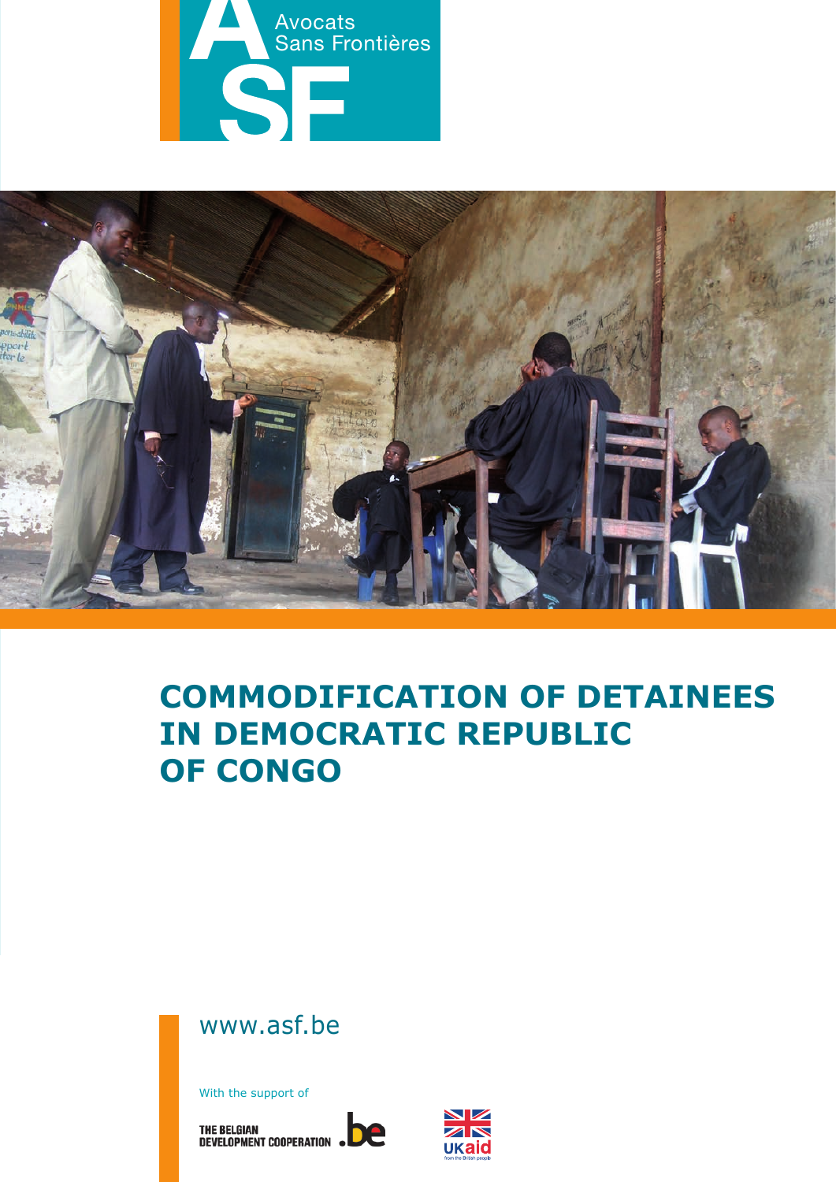Avocats Sans Frontières

ASF

# COMMODIFICATION OF DETAINEES IN DEMOCRATIC REPUBLIC OF CONGO

www.asf.be

With the support of

THE BELGIAN DEVELOPMENT COOPERATION .be

UKaid from the British people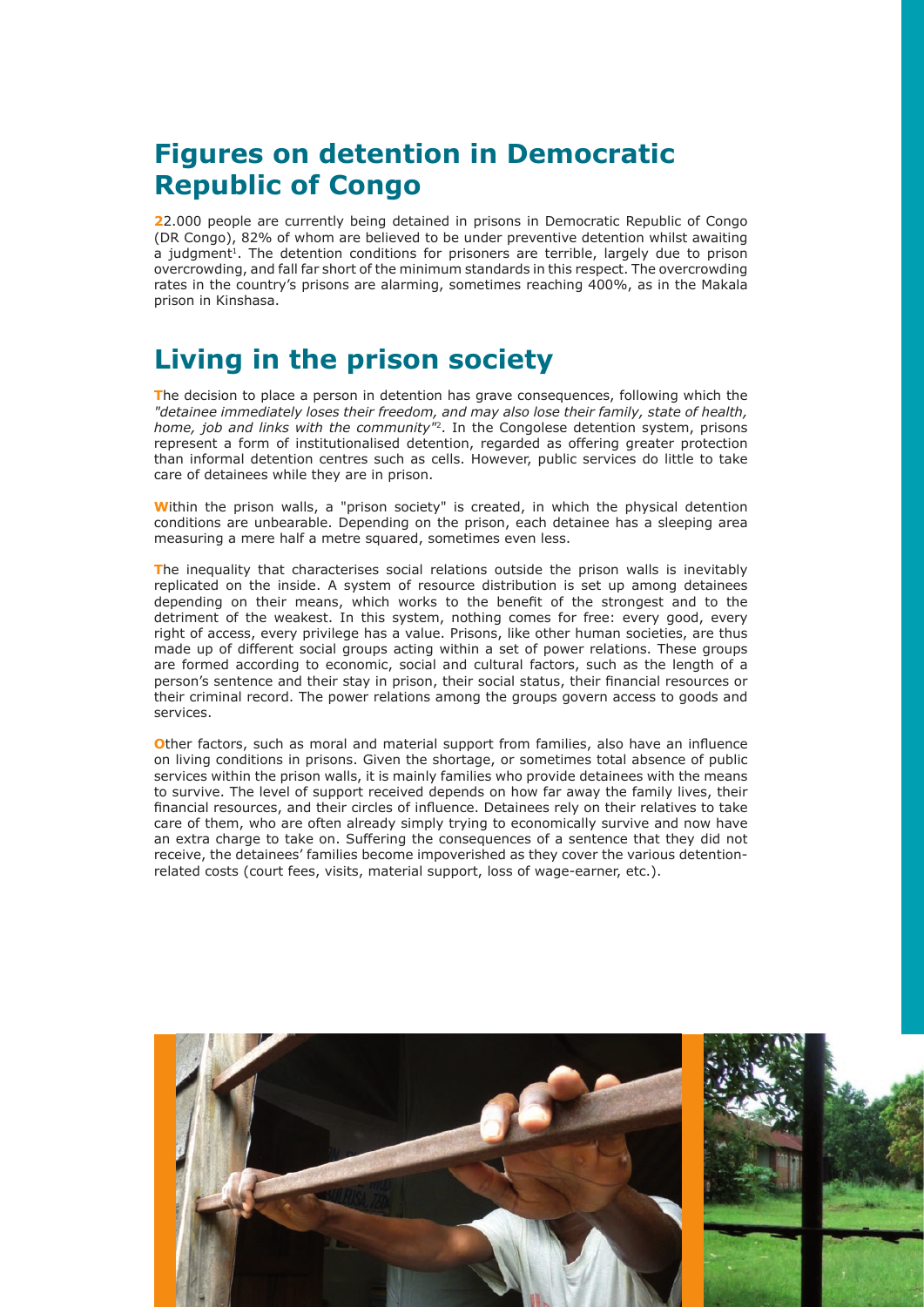## Figures on detention in Democratic Republic of Congo

22.000 people are currently being detained in prisons in Democratic Republic of Congo (DR Congo), 82% of whom are believed to be under preventive detention whilst awaiting a judgment[1]. The detention conditions for prisoners are terrible, largely due to prison overcrowding, and fall far short of the minimum standards in this respect. The overcrowding rates in the country's prisons are alarming, sometimes reaching 400%, as in the Makala prison in Kinshasa.

## Living in the prison society

The decision to place a person in detention has grave consequences, following which the *"detainee immediately loses their freedom, and may also lose their family, state of health, home, job and links with the community"*[2]. In the Congolese detention system, prisons represent a form of institutionalised detention, regarded as offering greater protection than informal detention centres such as cells. However, public services do little to take care of detainees while they are in prison.

Within the prison walls, a "prison society" is created, in which the physical detention conditions are unbearable. Depending on the prison, each detainee has a sleeping area measuring a mere half a metre squared, sometimes even less.

The inequality that characterises social relations outside the prison walls is inevitably replicated on the inside. A system of resource distribution is set up among detainees depending on their means, which works to the benefit of the strongest and to the detriment of the weakest. In this system, nothing comes for free: every good, every right of access, every privilege has a value. Prisons, like other human societies, are thus made up of different social groups acting within a set of power relations. These groups are formed according to economic, social and cultural factors, such as the length of a person's sentence and their stay in prison, their social status, their financial resources or their criminal record. The power relations among the groups govern access to goods and services.

Other factors, such as moral and material support from families, also have an influence on living conditions in prisons. Given the shortage, or sometimes total absence of public services within the prison walls, it is mainly families who provide detainees with the means to survive. The level of support received depends on how far away the family lives, their financial resources, and their circles of influence. Detainees rely on their relatives to take care of them, who are often already simply trying to economically survive and now have an extra charge to take on. Suffering the consequences of a sentence that they did not receive, the detainees' families become impoverished as they cover the various detention-related costs (court fees, visits, material support, loss of wage-earner, etc.).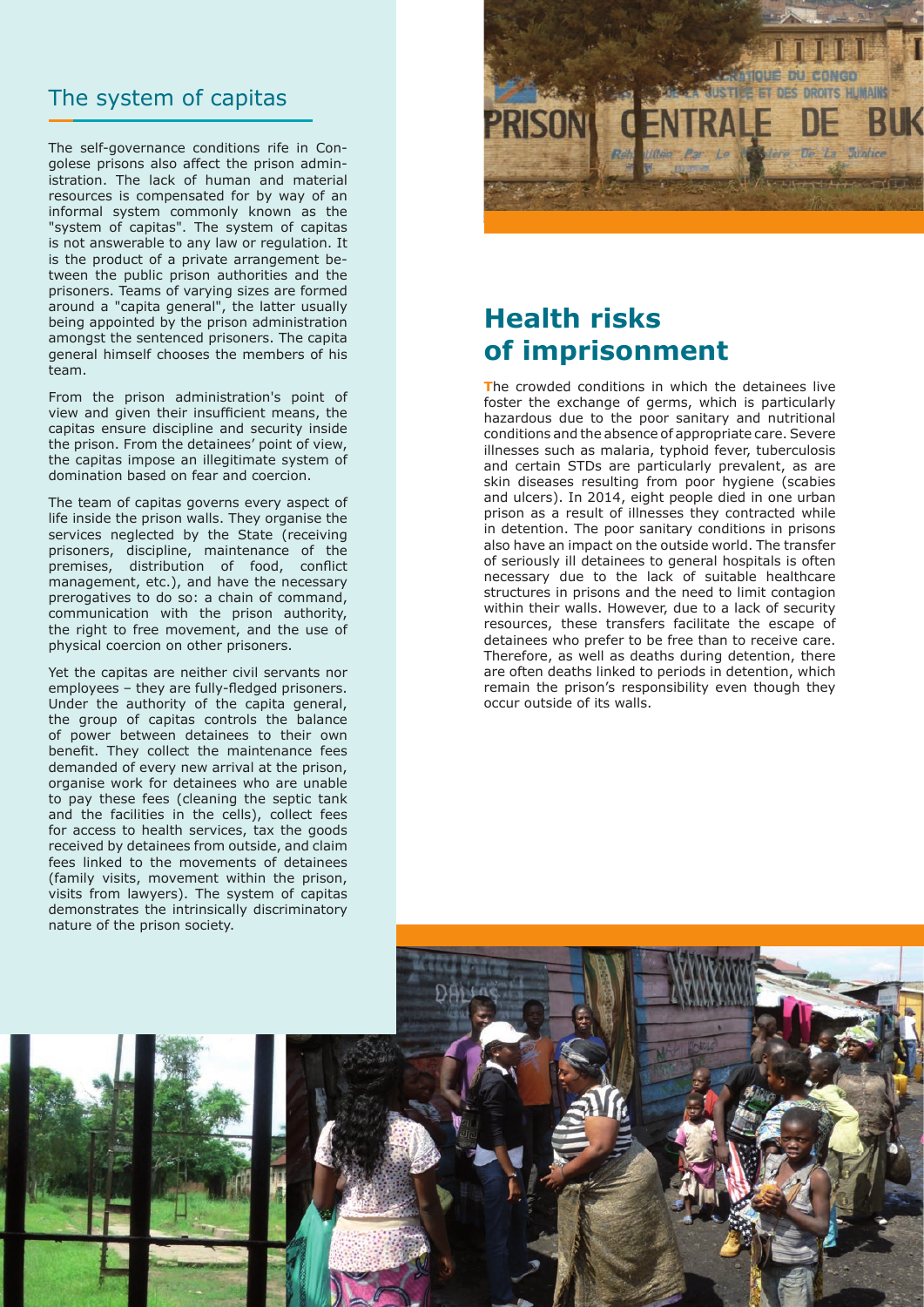## The system of capitas

The self-governance conditions rife in Congolese prisons also affect the prison administration. The lack of human and material resources is compensated for by way of an informal system commonly known as the "system of capitas". The system of capitas is not answerable to any law or regulation. It is the product of a private arrangement between the public prison authorities and the prisoners. Teams of varying sizes are formed around a "capita general", the latter usually being appointed by the prison administration amongst the sentenced prisoners. The capita general himself chooses the members of his team.

From the prison administration's point of view and given their insufficient means, the capitas ensure discipline and security inside the prison. From the detainees' point of view, the capitas impose an illegitimate system of domination based on fear and coercion.

The team of capitas governs every aspect of life inside the prison walls. They organise the services neglected by the State (receiving prisoners, discipline, maintenance of the premises, distribution of food, conflict management, etc.), and have the necessary prerogatives to do so: a chain of command, communication with the prison authority, the right to free movement, and the use of physical coercion on other prisoners.

Yet the capitas are neither civil servants nor employees – they are fully-fledged prisoners. Under the authority of the capita general, the group of capitas controls the balance of power between detainees to their own benefit. They collect the maintenance fees demanded of every new arrival at the prison, organise work for detainees who are unable to pay these fees (cleaning the septic tank and the facilities in the cells), collect fees for access to health services, tax the goods received by detainees from outside, and claim fees linked to the movements of detainees (family visits, movement within the prison, visits from lawyers). The system of capitas demonstrates the intrinsically discriminatory nature of the prison society.

## Health risks of imprisonment

The crowded conditions in which the detainees live foster the exchange of germs, which is particularly hazardous due to the poor sanitary and nutritional conditions and the absence of appropriate care. Severe illnesses such as malaria, typhoid fever, tuberculosis and certain STDs are particularly prevalent, as are skin diseases resulting from poor hygiene (scabies and ulcers). In 2014, eight people died in one urban prison as a result of illnesses they contracted while in detention. The poor sanitary conditions in prisons also have an impact on the outside world. The transfer of seriously ill detainees to general hospitals is often necessary due to the lack of suitable healthcare structures in prisons and the need to limit contagion within their walls. However, due to a lack of security resources, these transfers facilitate the escape of detainees who prefer to be free than to receive care. Therefore, as well as deaths during detention, there are often deaths linked to periods in detention, which remain the prison's responsibility even though they occur outside of its walls.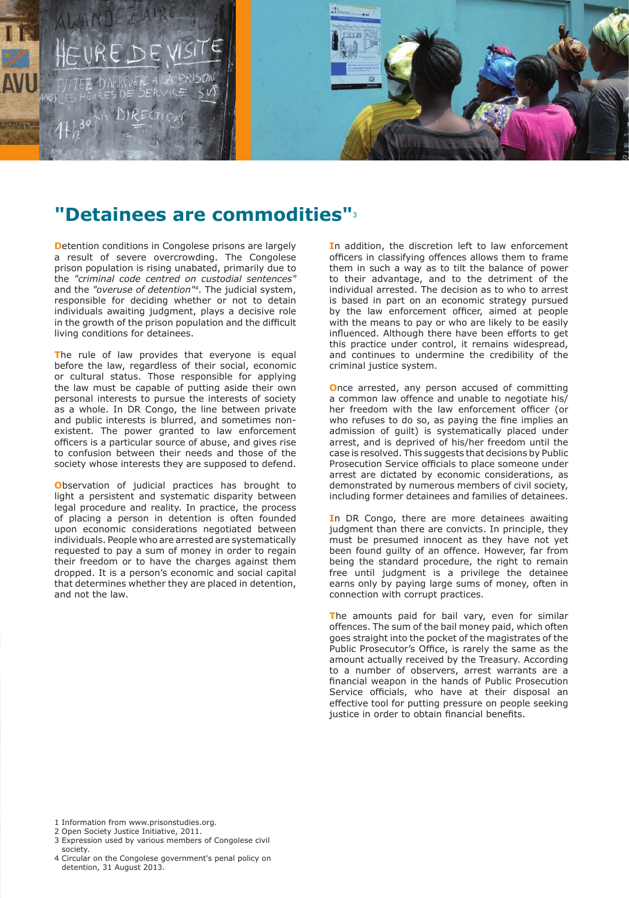# "Detainees are commodities"[3]

Detention conditions in Congolese prisons are largely a result of severe overcrowding. The Congolese prison population is rising unabated, primarily due to the *"criminal code centred on custodial sentences"* and the *"overuse of detention"*[4]. The judicial system, responsible for deciding whether or not to detain individuals awaiting judgment, plays a decisive role in the growth of the prison population and the difficult living conditions for detainees.

The rule of law provides that everyone is equal before the law, regardless of their social, economic or cultural status. Those responsible for applying the law must be capable of putting aside their own personal interests to pursue the interests of society as a whole. In DR Congo, the line between private and public interests is blurred, and sometimes non-existent. The power granted to law enforcement officers is a particular source of abuse, and gives rise to confusion between their needs and those of the society whose interests they are supposed to defend.

Observation of judicial practices has brought to light a persistent and systematic disparity between legal procedure and reality. In practice, the process of placing a person in detention is often founded upon economic considerations negotiated between individuals. People who are arrested are systematically requested to pay a sum of money in order to regain their freedom or to have the charges against them dropped. It is a person's economic and social capital that determines whether they are placed in detention, and not the law.

In addition, the discretion left to law enforcement officers in classifying offences allows them to frame them in such a way as to tilt the balance of power to their advantage, and to the detriment of the individual arrested. The decision as to who to arrest is based in part on an economic strategy pursued by the law enforcement officer, aimed at people with the means to pay or who are likely to be easily influenced. Although there have been efforts to get this practice under control, it remains widespread, and continues to undermine the credibility of the criminal justice system.

Once arrested, any person accused of committing a common law offence and unable to negotiate his/her freedom with the law enforcement officer (or who refuses to do so, as paying the fine implies an admission of guilt) is systematically placed under arrest, and is deprived of his/her freedom until the case is resolved. This suggests that decisions by Public Prosecution Service officials to place someone under arrest are dictated by economic considerations, as demonstrated by numerous members of civil society, including former detainees and families of detainees.

In DR Congo, there are more detainees awaiting judgment than there are convicts. In principle, they must be presumed innocent as they have not yet been found guilty of an offence. However, far from being the standard procedure, the right to remain free until judgment is a privilege the detainee earns only by paying large sums of money, often in connection with corrupt practices.

The amounts paid for bail vary, even for similar offences. The sum of the bail money paid, which often goes straight into the pocket of the magistrates of the Public Prosecutor's Office, is rarely the same as the amount actually received by the Treasury. According to a number of observers, arrest warrants are a financial weapon in the hands of Public Prosecution Service officials, who have at their disposal an effective tool for putting pressure on people seeking justice in order to obtain financial benefits.

---

1 Information from www.prisonstudies.org.
2 Open Society Justice Initiative, 2011.
3 Expression used by various members of Congolese civil society.
4 Circular on the Congolese government's penal policy on detention, 31 August 2013.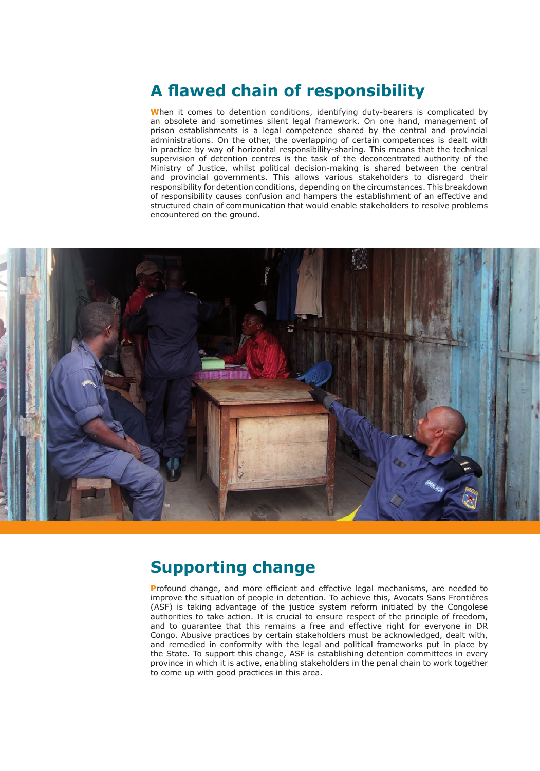## A flawed chain of responsibility

When it comes to detention conditions, identifying duty-bearers is complicated by an obsolete and sometimes silent legal framework. On one hand, management of prison establishments is a legal competence shared by the central and provincial administrations. On the other, the overlapping of certain competences is dealt with in practice by way of horizontal responsibility-sharing. This means that the technical supervision of detention centres is the task of the deconcentrated authority of the Ministry of Justice, whilst political decision-making is shared between the central and provincial governments. This allows various stakeholders to disregard their responsibility for detention conditions, depending on the circumstances. This breakdown of responsibility causes confusion and hampers the establishment of an effective and structured chain of communication that would enable stakeholders to resolve problems encountered on the ground.

## Supporting change

Profound change, and more efficient and effective legal mechanisms, are needed to improve the situation of people in detention. To achieve this, Avocats Sans Frontières (ASF) is taking advantage of the justice system reform initiated by the Congolese authorities to take action. It is crucial to ensure respect of the principle of freedom, and to guarantee that this remains a free and effective right for everyone in DR Congo. Abusive practices by certain stakeholders must be acknowledged, dealt with, and remedied in conformity with the legal and political frameworks put in place by the State. To support this change, ASF is establishing detention committees in every province in which it is active, enabling stakeholders in the penal chain to work together to come up with good practices in this area.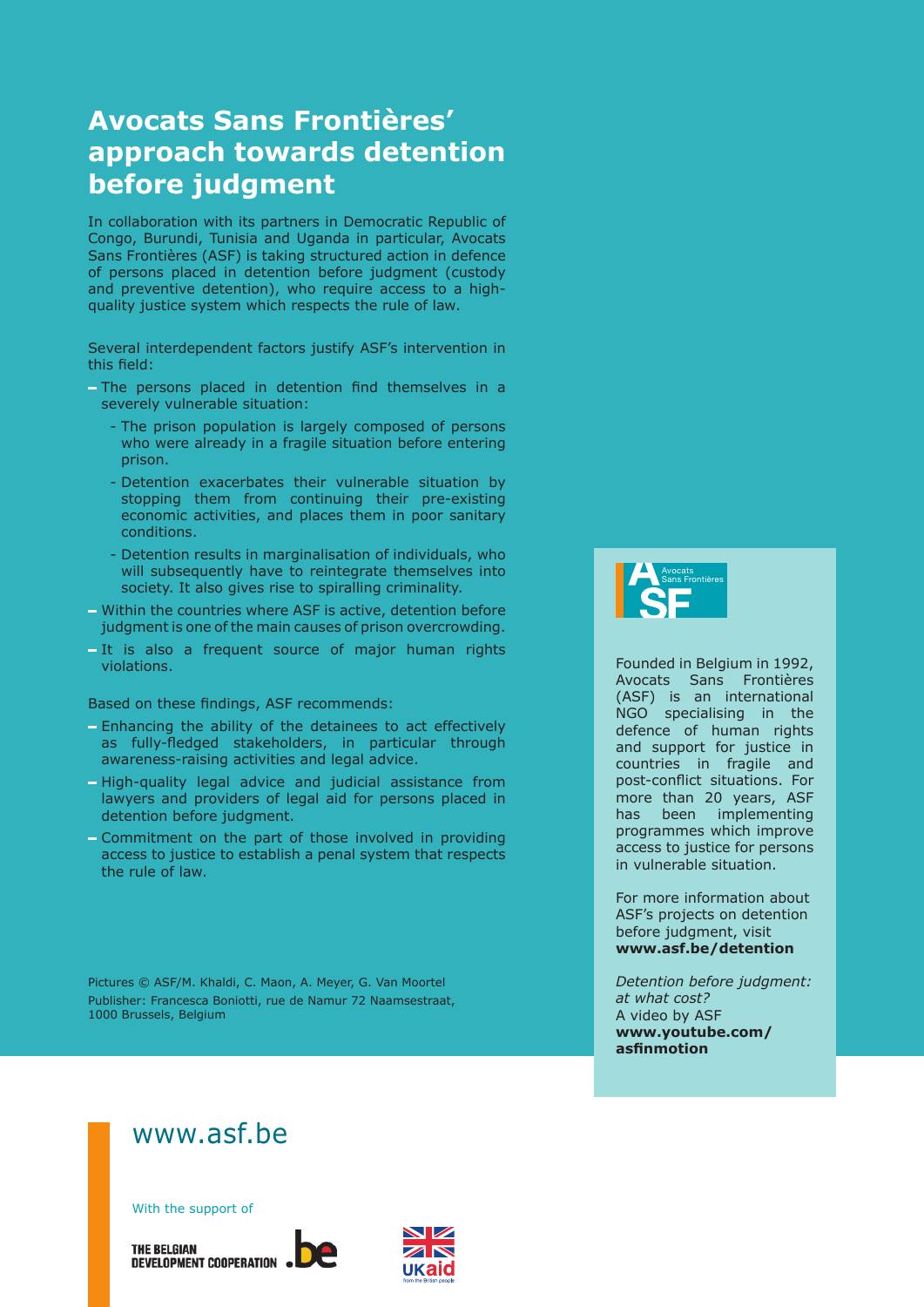# Avocats Sans Frontières' approach towards detention before judgment

In collaboration with its partners in Democratic Republic of Congo, Burundi, Tunisia and Uganda in particular, Avocats Sans Frontières (ASF) is taking structured action in defence of persons placed in detention before judgment (custody and preventive detention), who require access to a high-quality justice system which respects the rule of law.

Several interdependent factors justify ASF's intervention in this field:

- The persons placed in detention find themselves in a severely vulnerable situation:
  - The prison population is largely composed of persons who were already in a fragile situation before entering prison.
  - Detention exacerbates their vulnerable situation by stopping them from continuing their pre-existing economic activities, and places them in poor sanitary conditions.
  - Detention results in marginalisation of individuals, who will subsequently have to reintegrate themselves into society. It also gives rise to spiralling criminality.
- Within the countries where ASF is active, detention before judgment is one of the main causes of prison overcrowding.
- It is also a frequent source of major human rights violations.

Based on these findings, ASF recommends:

- Enhancing the ability of the detainees to act effectively as fully-fledged stakeholders, in particular through awareness-raising activities and legal advice.
- High-quality legal advice and judicial assistance from lawyers and providers of legal aid for persons placed in detention before judgment.
- Commitment on the part of those involved in providing access to justice to establish a penal system that respects the rule of law.

Pictures © ASF/M. Khaldi, C. Maon, A. Meyer, G. Van Moortel
Publisher: Francesca Boniotti, rue de Namur 72 Naamsestraat, 1000 Brussels, Belgium

ASF Avocats Sans Frontières

Founded in Belgium in 1992, Avocats Sans Frontières (ASF) is an international NGO specialising in the defence of human rights and support for justice in countries in fragile and post-conflict situations. For more than 20 years, ASF has been implementing programmes which improve access to justice for persons in vulnerable situation.

For more information about ASF's projects on detention before judgment, visit **www.asf.be/detention**

*Detention before judgment: at what cost?*
A video by ASF
**www.youtube.com/asfinmotion**

www.asf.be

With the support of

THE BELGIAN DEVELOPMENT COOPERATION .be

UKaid from the British people